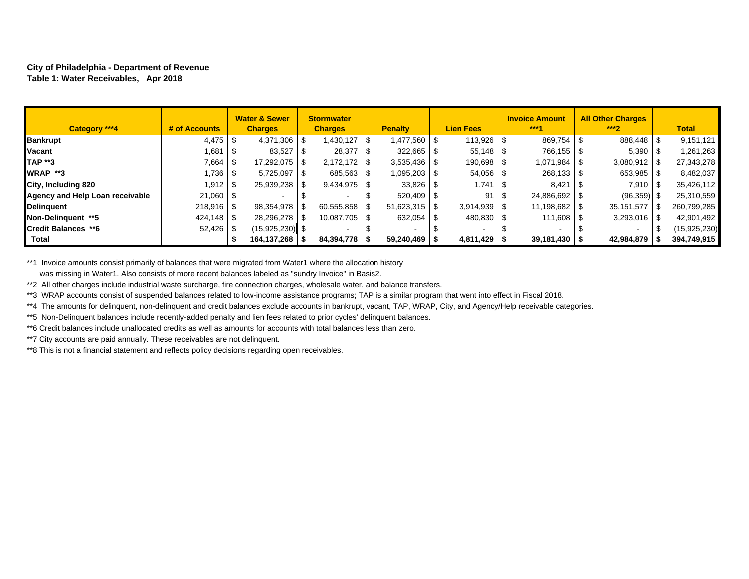**City of Philadelphia - Department of Revenue**
**Table 1: Water Receivables, Apr 2018**

| Category ***4 | # of Accounts | Water & Sewer Charges | Stormwater Charges | Penalty | Lien Fees | Invoice Amount ***1 | All Other Charges ***2 | Total |
|---|---|---|---|---|---|---|---|---|
| **Bankrupt** | 4,475 | $ 4,371,306 | $ 1,430,127 | $ 1,477,560 | $ 113,926 | $ 869,754 | $ 888,448 | $ 9,151,121 |
| **Vacant** | 1,681 | $ 83,527 | $ 28,377 | $ 322,665 | $ 55,148 | $ 766,155 | $ 5,390 | $ 1,261,263 |
| **TAP **3** | 7,664 | $ 17,292,075 | $ 2,172,172 | $ 3,535,436 | $ 190,698 | $ 1,071,984 | $ 3,080,912 | $ 27,343,278 |
| **WRAP **3** | 1,736 | $ 5,725,097 | $ 685,563 | $ 1,095,203 | $ 54,056 | $ 268,133 | $ 653,985 | $ 8,482,037 |
| **City, Including 820** | 1,912 | $ 25,939,238 | $ 9,434,975 | $ 33,826 | $ 1,741 | $ 8,421 | $ 7,910 | $ 35,426,112 |
| **Agency and Help Loan receivable** | 21,060 | $ - | $ - | $ 520,409 | $ 91 | $ 24,886,692 | $ (96,359) | $ 25,310,559 |
| **Delinquent** | 218,916 | $ 98,354,978 | $ 60,555,858 | $ 51,623,315 | $ 3,914,939 | $ 11,198,682 | $ 35,151,577 | $ 260,799,285 |
| **Non-Delinquent **5** | 424,148 | $ 28,296,278 | $ 10,087,705 | $ 632,054 | $ 480,830 | $ 111,608 | $ 3,293,016 | $ 42,901,492 |
| **Credit Balances **6** | 52,426 | $ (15,925,230) | $ - | $ - | $ - | $ - | $ - | $ (15,925,230) |
| **Total** | | **$ 164,137,268** | **$ 84,394,778** | **$ 59,240,469** | **$ 4,811,429** | **$ 39,181,430** | **$ 42,984,879** | **$ 394,749,915** |

**1 Invoice amounts consist primarily of balances that were migrated from Water1 where the allocation history was missing in Water1. Also consists of more recent balances labeled as "sundry Invoice" in Basis2.

**2 All other charges include industrial waste surcharge, fire connection charges, wholesale water, and balance transfers.

**3 WRAP accounts consist of suspended balances related to low-income assistance programs; TAP is a similar program that went into effect in Fiscal 2018.

**4 The amounts for delinquent, non-delinquent and credit balances exclude accounts in bankrupt, vacant, TAP, WRAP, City, and Agency/Help receivable categories.

**5 Non-Delinquent balances include recently-added penalty and lien fees related to prior cycles' delinquent balances.

**6 Credit balances include unallocated credits as well as amounts for accounts with total balances less than zero.

**7 City accounts are paid annually. These receivables are not delinquent.

**8 This is not a financial statement and reflects policy decisions regarding open receivables.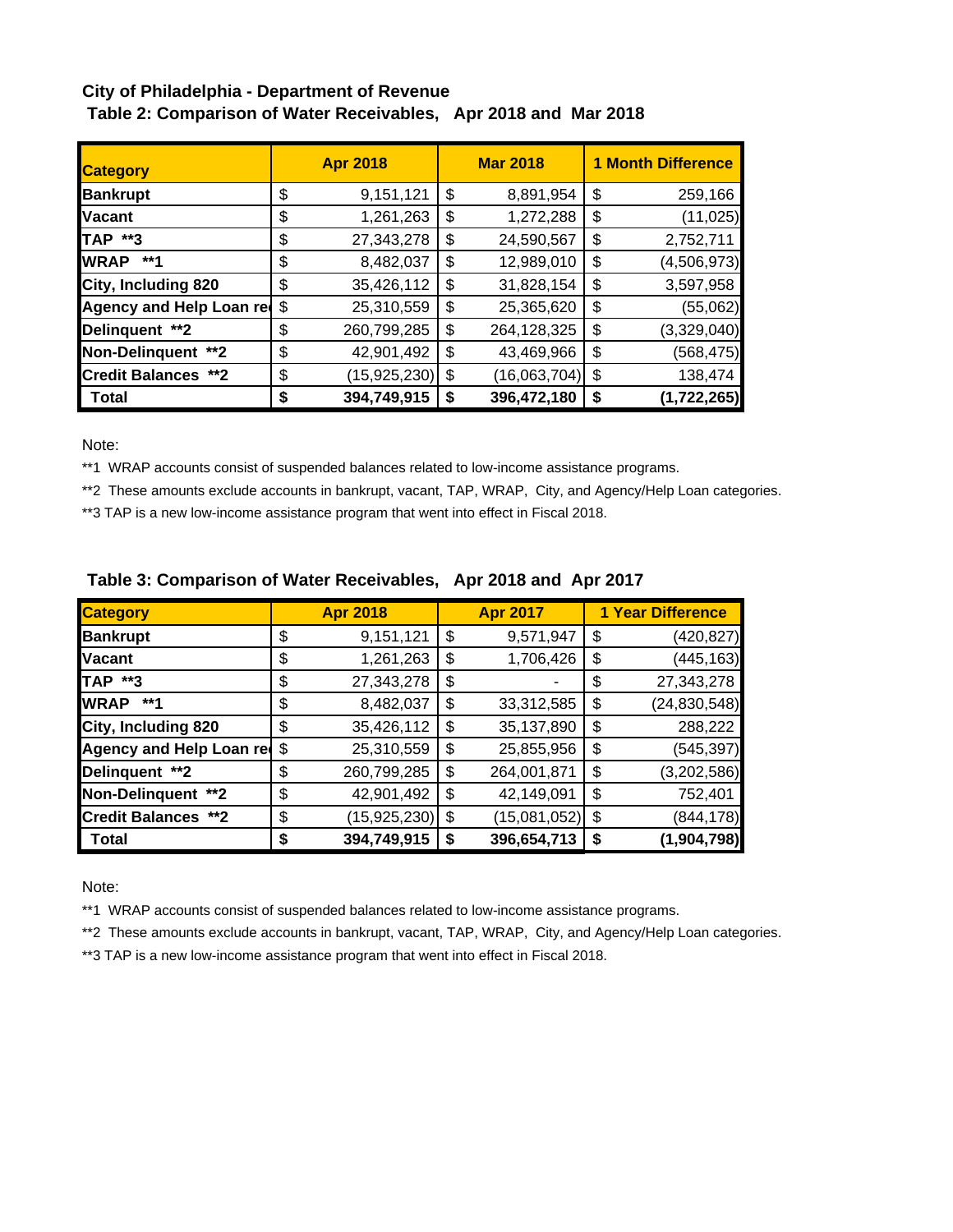## City of Philadelphia - Department of Revenue

### Table 2: Comparison of Water Receivables, Apr 2018 and Mar 2018

| Category | Apr 2018 | Mar 2018 | 1 Month Difference |
|---|---|---|---|
| **Bankrupt** | $ 9,151,121 | $ 8,891,954 | $ 259,166 |
| **Vacant** | $ 1,261,263 | $ 1,272,288 | $ (11,025) |
| **TAP \*\*3** | $ 27,343,278 | $ 24,590,567 | $ 2,752,711 |
| **WRAP \*\*1** | $ 8,482,037 | $ 12,989,010 | $ (4,506,973) |
| **City, Including 820** | $ 35,426,112 | $ 31,828,154 | $ 3,597,958 |
| **Agency and Help Loan re** | $ 25,310,559 | $ 25,365,620 | $ (55,062) |
| **Delinquent \*\*2** | $ 260,799,285 | $ 264,128,325 | $ (3,329,040) |
| **Non-Delinquent \*\*2** | $ 42,901,492 | $ 43,469,966 | $ (568,475) |
| **Credit Balances \*\*2** | $ (15,925,230) | $ (16,063,704) | $ 138,474 |
| **Total** | **$ 394,749,915** | **$ 396,472,180** | **$ (1,722,265)** |

Note:

**1 WRAP accounts consist of suspended balances related to low-income assistance programs.

**2 These amounts exclude accounts in bankrupt, vacant, TAP, WRAP, City, and Agency/Help Loan categories.

**3 TAP is a new low-income assistance program that went into effect in Fiscal 2018.

### Table 3: Comparison of Water Receivables, Apr 2018 and Apr 2017

| Category | Apr 2018 | Apr 2017 | 1 Year Difference |
|---|---|---|---|
| **Bankrupt** | $ 9,151,121 | $ 9,571,947 | $ (420,827) |
| **Vacant** | $ 1,261,263 | $ 1,706,426 | $ (445,163) |
| **TAP \*\*3** | $ 27,343,278 | $ - | $ 27,343,278 |
| **WRAP \*\*1** | $ 8,482,037 | $ 33,312,585 | $ (24,830,548) |
| **City, Including 820** | $ 35,426,112 | $ 35,137,890 | $ 288,222 |
| **Agency and Help Loan re** | $ 25,310,559 | $ 25,855,956 | $ (545,397) |
| **Delinquent \*\*2** | $ 260,799,285 | $ 264,001,871 | $ (3,202,586) |
| **Non-Delinquent \*\*2** | $ 42,901,492 | $ 42,149,091 | $ 752,401 |
| **Credit Balances \*\*2** | $ (15,925,230) | $ (15,081,052) | $ (844,178) |
| **Total** | **$ 394,749,915** | **$ 396,654,713** | **$ (1,904,798)** |

Note:

**1 WRAP accounts consist of suspended balances related to low-income assistance programs.

**2 These amounts exclude accounts in bankrupt, vacant, TAP, WRAP, City, and Agency/Help Loan categories.

**3 TAP is a new low-income assistance program that went into effect in Fiscal 2018.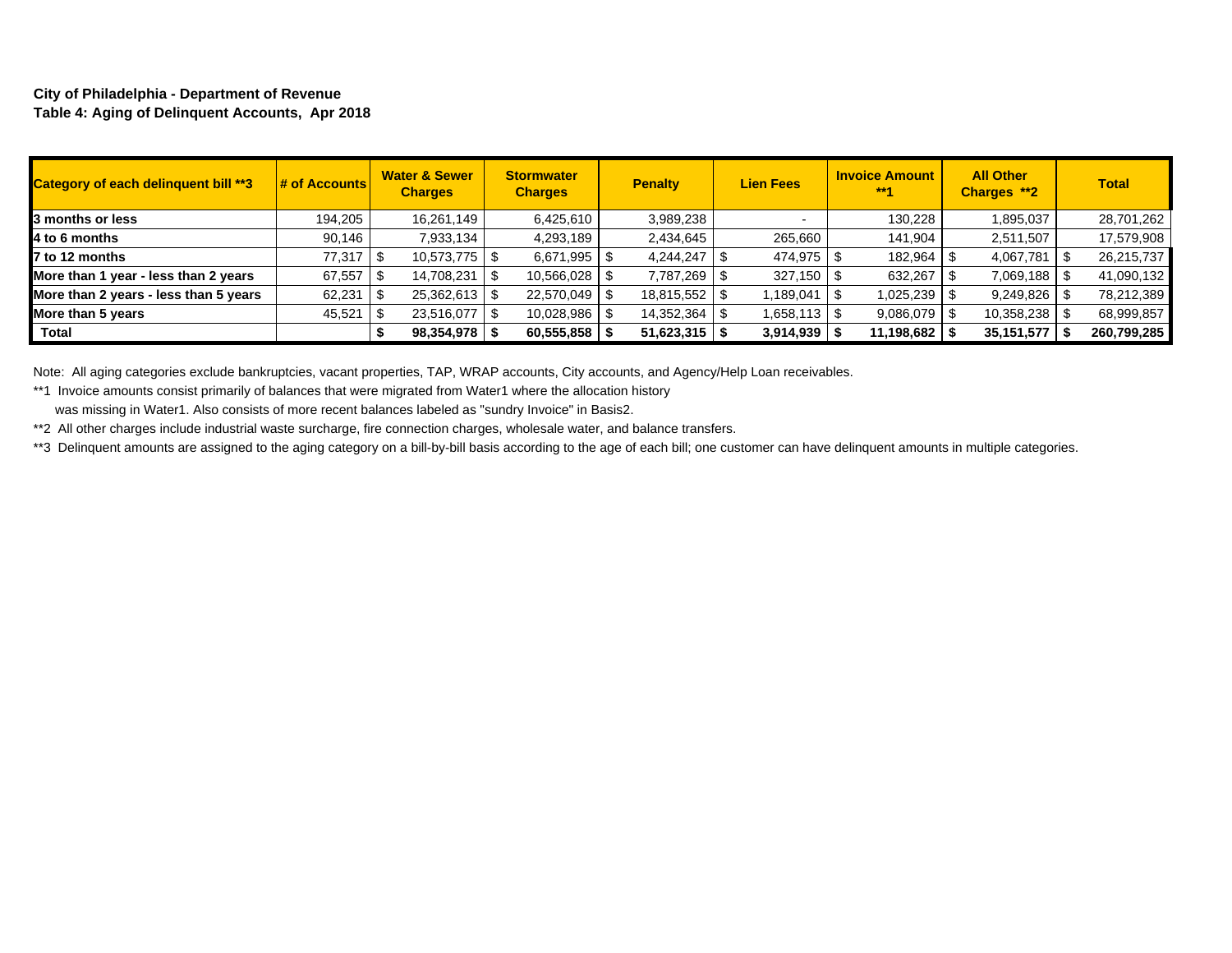**City of Philadelphia - Department of Revenue**
**Table 4: Aging of Delinquent Accounts, Apr 2018**

| Category of each delinquent bill **3 | # of Accounts | Water & Sewer Charges | Stormwater Charges | Penalty | Lien Fees | Invoice Amount **1 | All Other Charges **2 | Total |
|---|---|---|---|---|---|---|---|---|
| **3 months or less** | 194,205 | 16,261,149 | 6,425,610 | 3,989,238 | - | 130,228 | 1,895,037 | 28,701,262 |
| **4 to 6 months** | 90,146 | 7,933,134 | 4,293,189 | 2,434,645 | 265,660 | 141,904 | 2,511,507 | 17,579,908 |
| **7 to 12 months** | 77,317 | $ 10,573,775 | $ 6,671,995 | $ 4,244,247 | $ 474,975 | $ 182,964 | $ 4,067,781 | $ 26,215,737 |
| **More than 1 year - less than 2 years** | 67,557 | $ 14,708,231 | $ 10,566,028 | $ 7,787,269 | $ 327,150 | $ 632,267 | $ 7,069,188 | $ 41,090,132 |
| **More than 2 years - less than 5 years** | 62,231 | $ 25,362,613 | $ 22,570,049 | $ 18,815,552 | $ 1,189,041 | $ 1,025,239 | $ 9,249,826 | $ 78,212,389 |
| **More than 5 years** | 45,521 | $ 23,516,077 | $ 10,028,986 | $ 14,352,364 | $ 1,658,113 | $ 9,086,079 | $ 10,358,238 | $ 68,999,857 |
| **Total** | | **$ 98,354,978** | **$ 60,555,858** | **$ 51,623,315** | **$ 3,914,939** | **$ 11,198,682** | **$ 35,151,577** | **$ 260,799,285** |

Note: All aging categories exclude bankruptcies, vacant properties, TAP, WRAP accounts, City accounts, and Agency/Help Loan receivables.

**1 Invoice amounts consist primarily of balances that were migrated from Water1 where the allocation history was missing in Water1. Also consists of more recent balances labeled as "sundry Invoice" in Basis2.

**2 All other charges include industrial waste surcharge, fire connection charges, wholesale water, and balance transfers.

**3 Delinquent amounts are assigned to the aging category on a bill-by-bill basis according to the age of each bill; one customer can have delinquent amounts in multiple categories.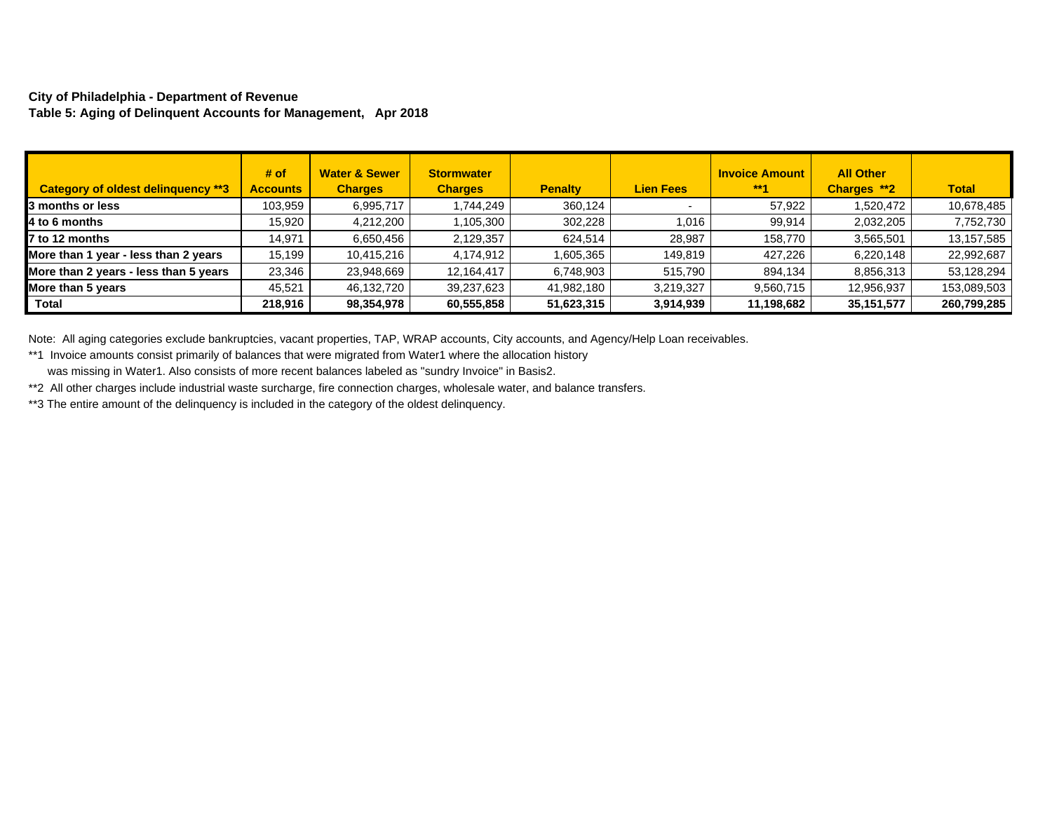**City of Philadelphia - Department of Revenue**
**Table 5: Aging of Delinquent Accounts for Management, Apr 2018**

| Category of oldest delinquency **3 | # of Accounts | Water & Sewer Charges | Stormwater Charges | Penalty | Lien Fees | Invoice Amount **1 | All Other Charges **2 | Total |
|---|---|---|---|---|---|---|---|---|
| **3 months or less** | 103,959 | 6,995,717 | 1,744,249 | 360,124 | - | 57,922 | 1,520,472 | 10,678,485 |
| **4 to 6 months** | 15,920 | 4,212,200 | 1,105,300 | 302,228 | 1,016 | 99,914 | 2,032,205 | 7,752,730 |
| **7 to 12 months** | 14,971 | 6,650,456 | 2,129,357 | 624,514 | 28,987 | 158,770 | 3,565,501 | 13,157,585 |
| **More than 1 year - less than 2 years** | 15,199 | 10,415,216 | 4,174,912 | 1,605,365 | 149,819 | 427,226 | 6,220,148 | 22,992,687 |
| **More than 2 years - less than 5 years** | 23,346 | 23,948,669 | 12,164,417 | 6,748,903 | 515,790 | 894,134 | 8,856,313 | 53,128,294 |
| **More than 5 years** | 45,521 | 46,132,720 | 39,237,623 | 41,982,180 | 3,219,327 | 9,560,715 | 12,956,937 | 153,089,503 |
| **Total** | **218,916** | **98,354,978** | **60,555,858** | **51,623,315** | **3,914,939** | **11,198,682** | **35,151,577** | **260,799,285** |

Note: All aging categories exclude bankruptcies, vacant properties, TAP, WRAP accounts, City accounts, and Agency/Help Loan receivables.

**1 Invoice amounts consist primarily of balances that were migrated from Water1 where the allocation history was missing in Water1. Also consists of more recent balances labeled as "sundry Invoice" in Basis2.

**2 All other charges include industrial waste surcharge, fire connection charges, wholesale water, and balance transfers.

**3 The entire amount of the delinquency is included in the category of the oldest delinquency.